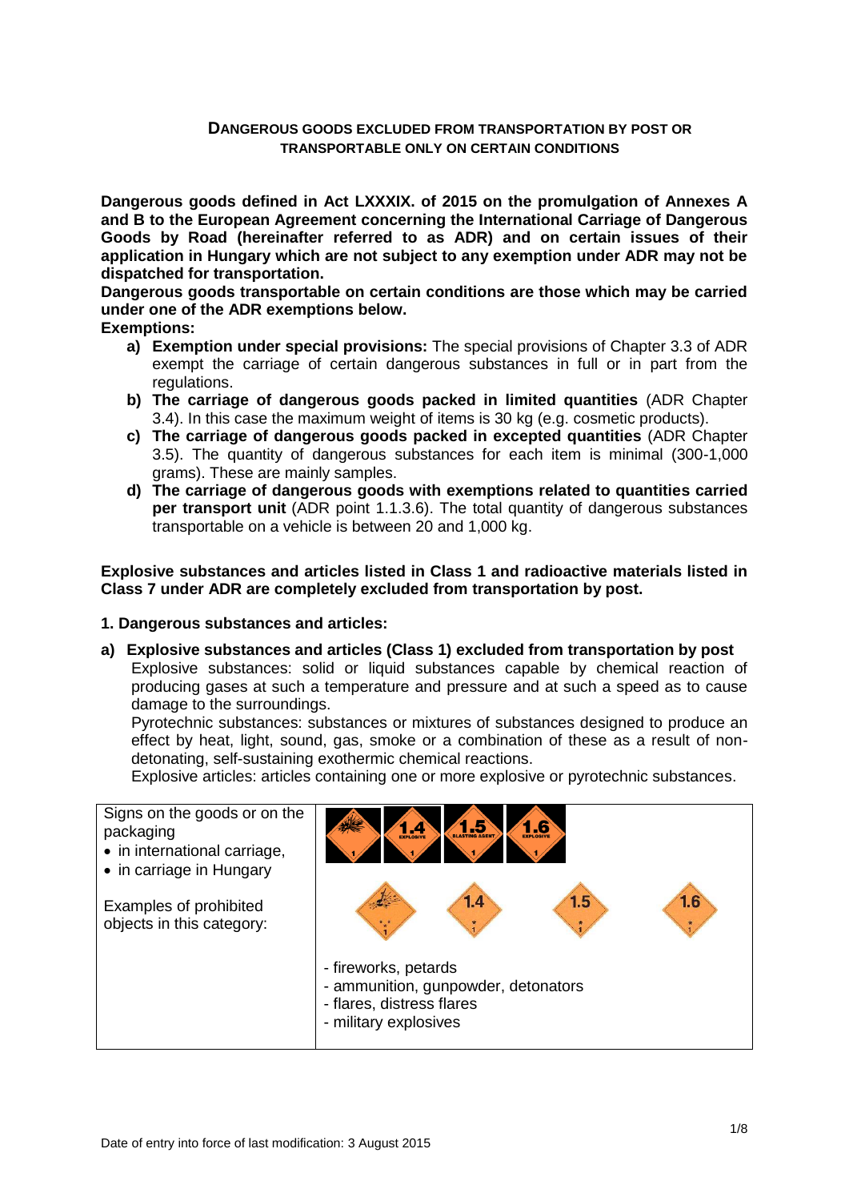# DANGEROUS GOODS EXCLUDED FROM TRANSPORTATION BY POST OR TRANSPORTABLE ONLY ON CERTAIN CONDITIONS

**Dangerous goods defined in Act LXXXIX. of 2015 on the promulgation of Annexes A and B to the European Agreement concerning the International Carriage of Dangerous Goods by Road (hereinafter referred to as ADR) and on certain issues of their application in Hungary which are not subject to any exemption under ADR may not be dispatched for transportation.**

**Dangerous goods transportable on certain conditions are those which may be carried under one of the ADR exemptions below.**

**Exemptions:**

- **a) Exemption under special provisions:** The special provisions of Chapter 3.3 of ADR exempt the carriage of certain dangerous substances in full or in part from the regulations.
- **b) The carriage of dangerous goods packed in limited quantities** (ADR Chapter 3.4). In this case the maximum weight of items is 30 kg (e.g. cosmetic products).
- **c) The carriage of dangerous goods packed in excepted quantities** (ADR Chapter 3.5). The quantity of dangerous substances for each item is minimal (300-1,000 grams). These are mainly samples.
- **d) The carriage of dangerous goods with exemptions related to quantities carried per transport unit** (ADR point 1.1.3.6). The total quantity of dangerous substances transportable on a vehicle is between 20 and 1,000 kg.

**Explosive substances and articles listed in Class 1 and radioactive materials listed in Class 7 under ADR are completely excluded from transportation by post.**

## 1. Dangerous substances and articles:

### a) Explosive substances and articles (Class 1) excluded from transportation by post

Explosive substances: solid or liquid substances capable by chemical reaction of producing gases at such a temperature and pressure and at such a speed as to cause damage to the surroundings.

Pyrotechnic substances: substances or mixtures of substances designed to produce an effect by heat, light, sound, gas, smoke or a combination of these as a result of non-detonating, self-sustaining exothermic chemical reactions.

Explosive articles: articles containing one or more explosive or pyrotechnic substances.

| Signs on the goods or on the packaging<br>• in international carriage,<br>• in carriage in Hungary<br><br>Examples of prohibited objects in this category: | 1.4 EXPLOSIVE, 1.5 BLASTING AGENT, 1.6 EXPLOSIVE<br>1.4, 1.5, 1.6<br><br>- fireworks, petards<br>- ammunition, gunpowder, detonators<br>- flares, distress flares<br>- military explosives |
|---|---|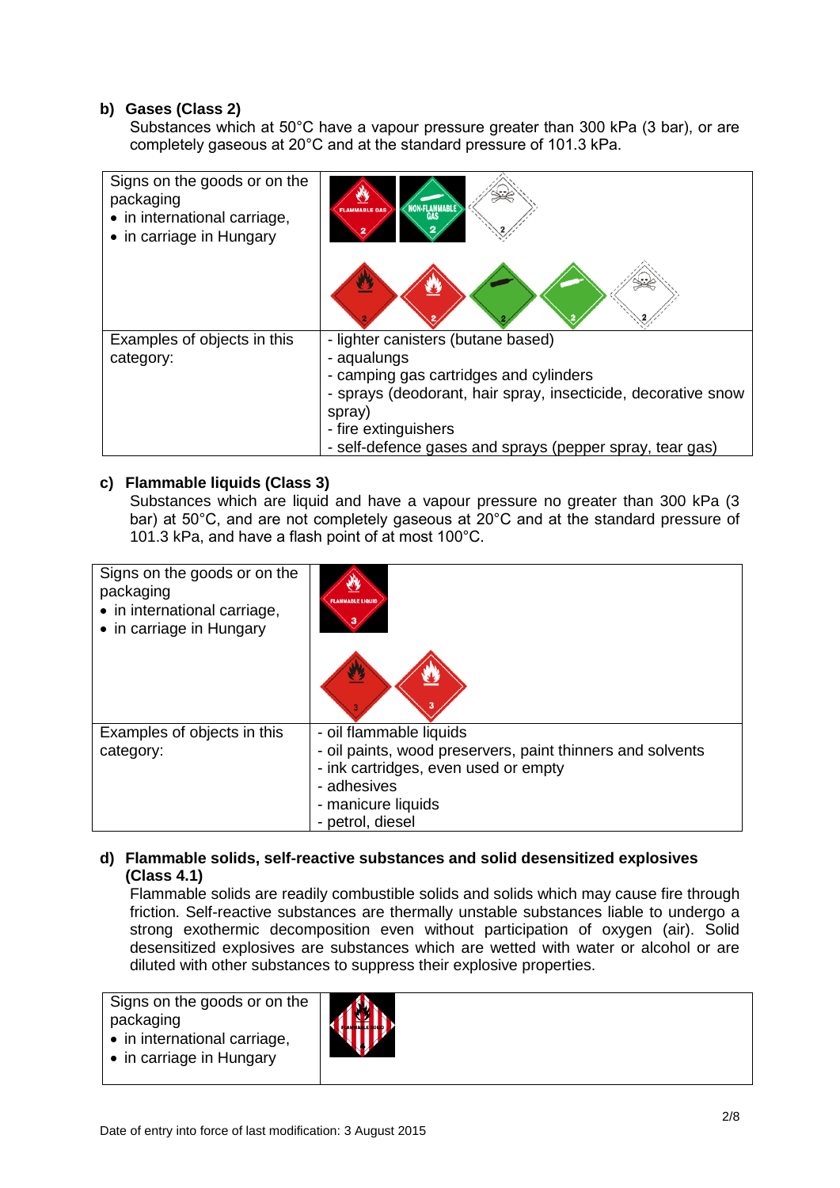**b) Gases (Class 2)**

Substances which at 50°C have a vapour pressure greater than 300 kPa (3 bar), or are completely gaseous at 20°C and at the standard pressure of 101.3 kPa.

| Signs on the goods or on the packaging<br>• in international carriage,<br>• in carriage in Hungary | |
|---|---|
| Examples of objects in this category: | - lighter canisters (butane based)<br>- aqualungs<br>- camping gas cartridges and cylinders<br>- sprays (deodorant, hair spray, insecticide, decorative snow spray)<br>- fire extinguishers<br>- self-defence gases and sprays (pepper spray, tear gas) |

**c) Flammable liquids (Class 3)**

Substances which are liquid and have a vapour pressure no greater than 300 kPa (3 bar) at 50°C, and are not completely gaseous at 20°C and at the standard pressure of 101.3 kPa, and have a flash point of at most 100°C.

| Signs on the goods or on the packaging<br>• in international carriage,<br>• in carriage in Hungary | |
|---|---|
| Examples of objects in this category: | - oil flammable liquids<br>- oil paints, wood preservers, paint thinners and solvents<br>- ink cartridges, even used or empty<br>- adhesives<br>- manicure liquids<br>- petrol, diesel |

**d) Flammable solids, self-reactive substances and solid desensitized explosives (Class 4.1)**

Flammable solids are readily combustible solids and solids which may cause fire through friction. Self-reactive substances are thermally unstable substances liable to undergo a strong exothermic decomposition even without participation of oxygen (air). Solid desensitized explosives are substances which are wetted with water or alcohol or are diluted with other substances to suppress their explosive properties.

| Signs on the goods or on the packaging<br>• in international carriage,<br>• in carriage in Hungary | |
|---|---|

Date of entry into force of last modification: 3 August 2015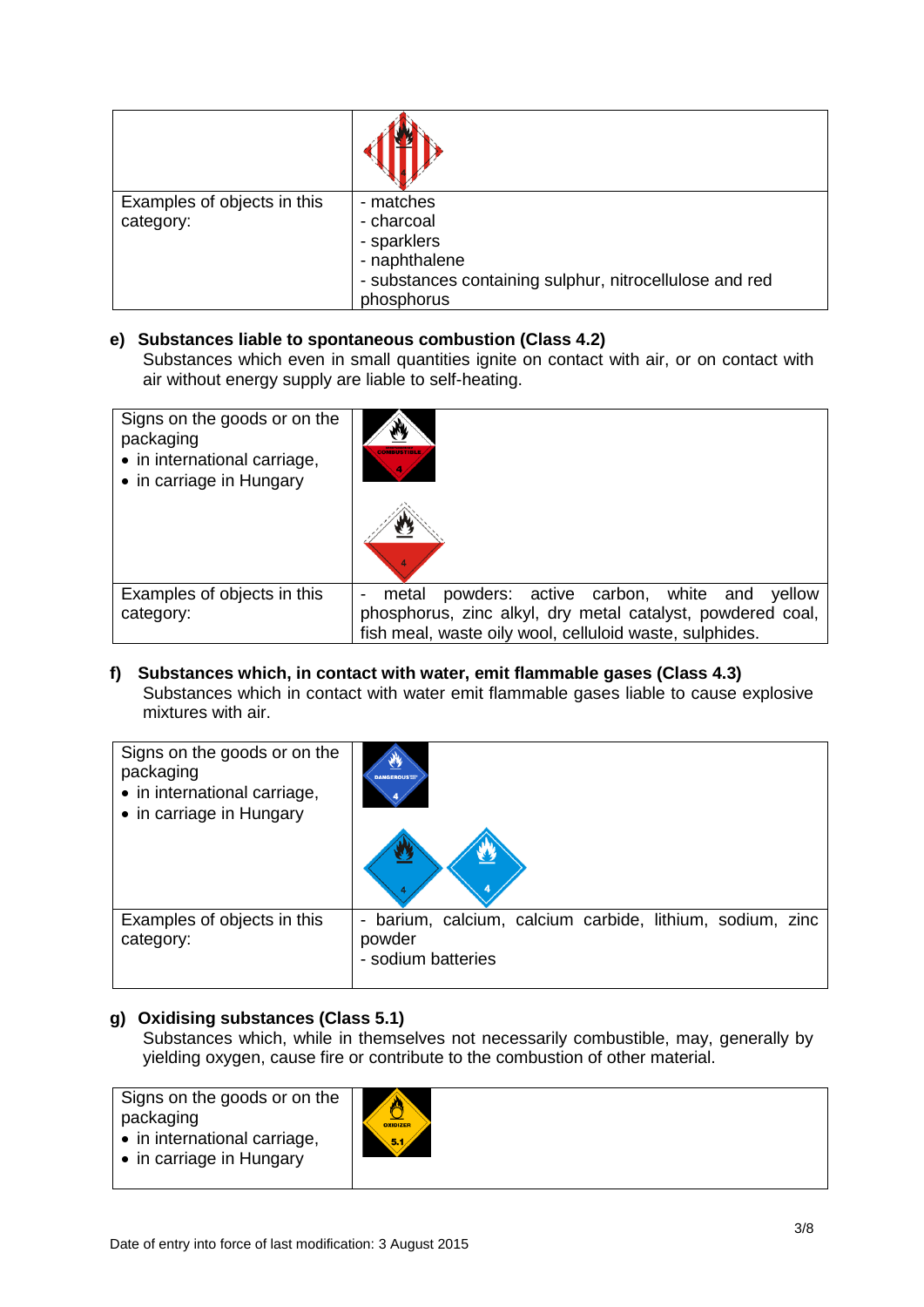|  |  |
|---|---|
| Examples of objects in this category: | - matches<br>- charcoal<br>- sparklers<br>- naphthalene<br>- substances containing sulphur, nitrocellulose and red phosphorus |

**e) Substances liable to spontaneous combustion (Class 4.2)**

Substances which even in small quantities ignite on contact with air, or on contact with air without energy supply are liable to self-heating.

|  |  |
|---|---|
| Signs on the goods or on the packaging<br>• in international carriage,<br>• in carriage in Hungary |  |
| Examples of objects in this category: | - metal powders: active carbon, white and yellow phosphorus, zinc alkyl, dry metal catalyst, powdered coal, fish meal, waste oily wool, celluloid waste, sulphides. |

**f) Substances which, in contact with water, emit flammable gases (Class 4.3)**

Substances which in contact with water emit flammable gases liable to cause explosive mixtures with air.

|  |  |
|---|---|
| Signs on the goods or on the packaging<br>• in international carriage,<br>• in carriage in Hungary |  |
| Examples of objects in this category: | - barium, calcium, calcium carbide, lithium, sodium, zinc powder<br>- sodium batteries |

**g) Oxidising substances (Class 5.1)**

Substances which, while in themselves not necessarily combustible, may, generally by yielding oxygen, cause fire or contribute to the combustion of other material.

|  |  |
|---|---|
| Signs on the goods or on the packaging<br>• in international carriage,<br>• in carriage in Hungary |  |

Date of entry into force of last modification: 3 August 2015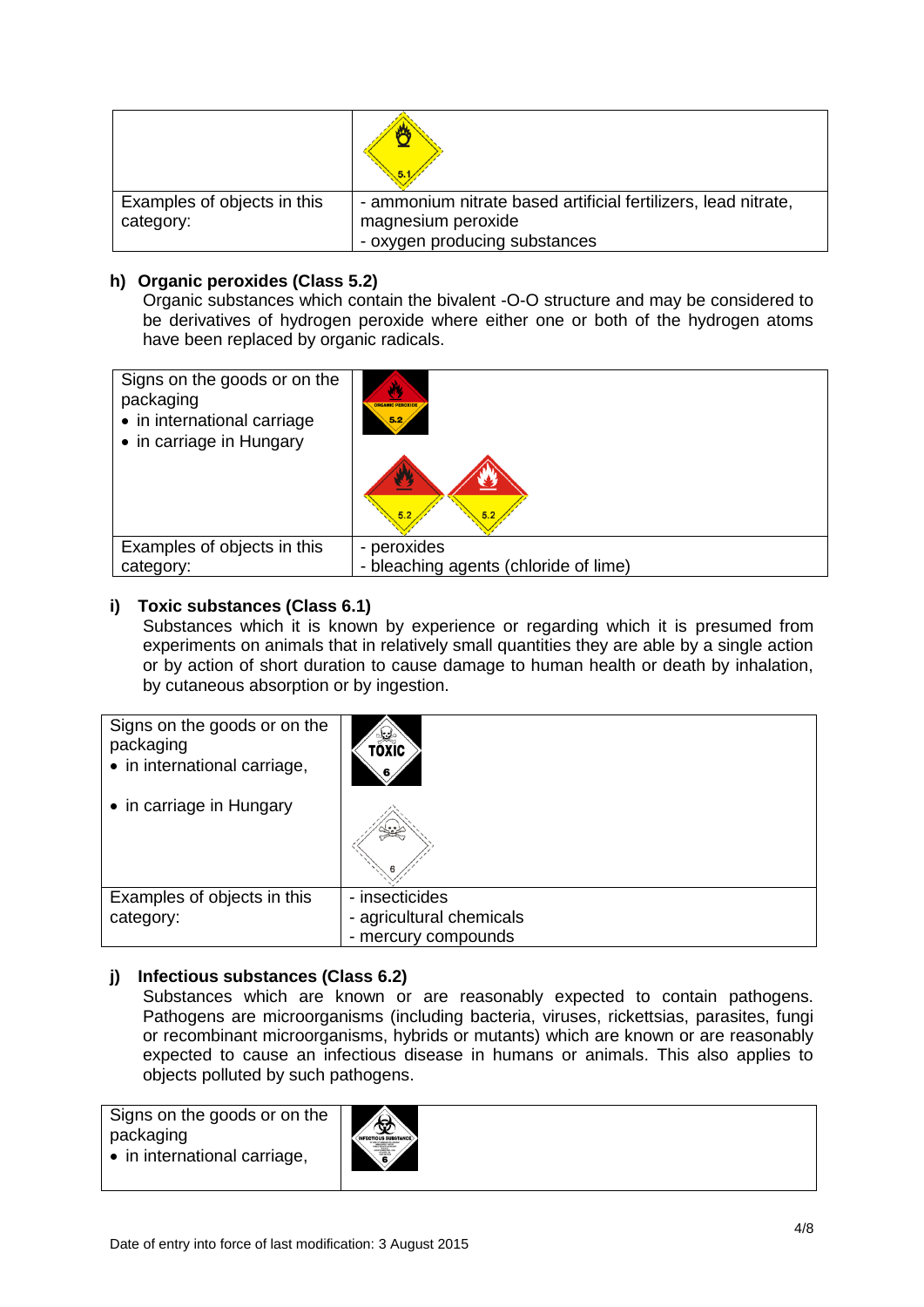| | |
|---|---|
| | |
| Examples of objects in this category: | - ammonium nitrate based artificial fertilizers, lead nitrate, magnesium peroxide<br>- oxygen producing substances |

**h) Organic peroxides (Class 5.2)**

Organic substances which contain the bivalent -O-O structure and may be considered to be derivatives of hydrogen peroxide where either one or both of the hydrogen atoms have been replaced by organic radicals.

| | |
|---|---|
| Signs on the goods or on the packaging<br>• in international carriage<br>• in carriage in Hungary | |
| Examples of objects in this category: | - peroxides<br>- bleaching agents (chloride of lime) |

**i) Toxic substances (Class 6.1)**

Substances which it is known by experience or regarding which it is presumed from experiments on animals that in relatively small quantities they are able by a single action or by action of short duration to cause damage to human health or death by inhalation, by cutaneous absorption or by ingestion.

| | |
|---|---|
| Signs on the goods or on the packaging<br>• in international carriage,<br>• in carriage in Hungary | |
| Examples of objects in this category: | - insecticides<br>- agricultural chemicals<br>- mercury compounds |

**j) Infectious substances (Class 6.2)**

Substances which are known or are reasonably expected to contain pathogens. Pathogens are microorganisms (including bacteria, viruses, rickettsias, parasites, fungi or recombinant microorganisms, hybrids or mutants) which are known or are reasonably expected to cause an infectious disease in humans or animals. This also applies to objects polluted by such pathogens.

| | |
|---|---|
| Signs on the goods or on the packaging<br>• in international carriage, | |

Date of entry into force of last modification: 3 August 2015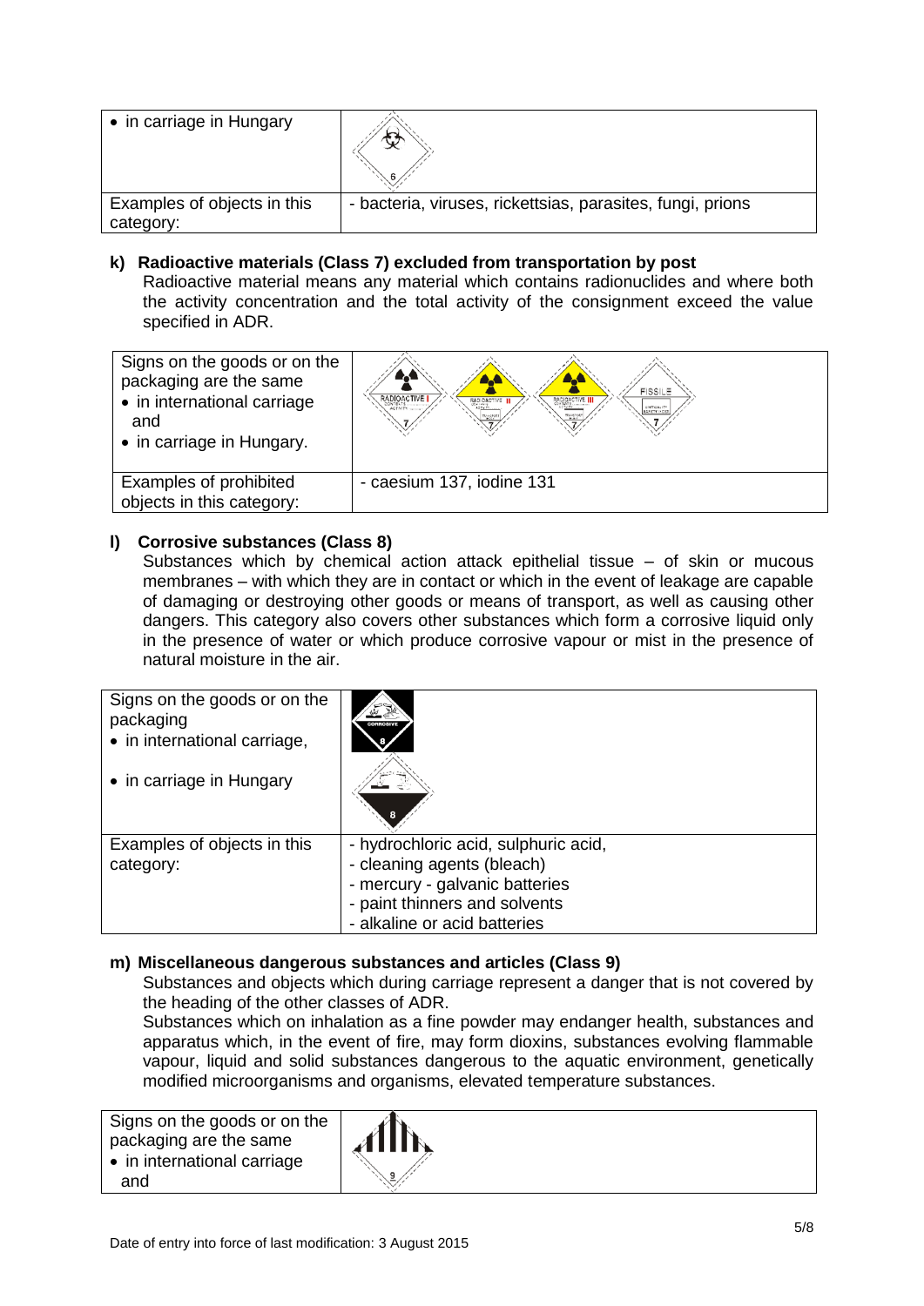| • in carriage in Hungary | |
| --- | --- |
| Examples of objects in this category: | - bacteria, viruses, rickettsias, parasites, fungi, prions |

**k) Radioactive materials (Class 7) excluded from transportation by post**

Radioactive material means any material which contains radionuclides and where both the activity concentration and the total activity of the consignment exceed the value specified in ADR.

| Signs on the goods or on the packaging are the same<br>• in international carriage and<br>• in carriage in Hungary. | |
| --- | --- |
| Examples of prohibited objects in this category: | - caesium 137, iodine 131 |

**l) Corrosive substances (Class 8)**

Substances which by chemical action attack epithelial tissue – of skin or mucous membranes – with which they are in contact or which in the event of leakage are capable of damaging or destroying other goods or means of transport, as well as causing other dangers. This category also covers other substances which form a corrosive liquid only in the presence of water or which produce corrosive vapour or mist in the presence of natural moisture in the air.

| Signs on the goods or on the packaging<br>• in international carriage,<br>• in carriage in Hungary | |
| --- | --- |
| Examples of objects in this category: | - hydrochloric acid, sulphuric acid,<br>- cleaning agents (bleach)<br>- mercury - galvanic batteries<br>- paint thinners and solvents<br>- alkaline or acid batteries |

**m) Miscellaneous dangerous substances and articles (Class 9)**

Substances and objects which during carriage represent a danger that is not covered by the heading of the other classes of ADR.

Substances which on inhalation as a fine powder may endanger health, substances and apparatus which, in the event of fire, may form dioxins, substances evolving flammable vapour, liquid and solid substances dangerous to the aquatic environment, genetically modified microorganisms and organisms, elevated temperature substances.

| Signs on the goods or on the packaging are the same<br>• in international carriage and | |
| --- | --- |

Date of entry into force of last modification: 3 August 2015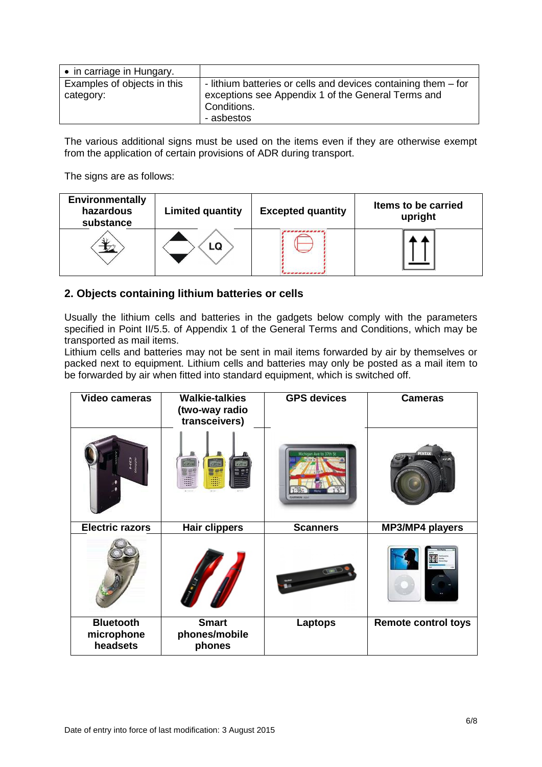| • in carriage in Hungary. | |
|---|---|
| Examples of objects in this category: | - lithium batteries or cells and devices containing them – for exceptions see Appendix 1 of the General Terms and Conditions.<br>- asbestos |

The various additional signs must be used on the items even if they are otherwise exempt from the application of certain provisions of ADR during transport.

The signs are as follows:

| Environmentally hazardous substance | Limited quantity | Excepted quantity | Items to be carried upright |
|---|---|---|---|
| | LQ | | |

## 2. Objects containing lithium batteries or cells

Usually the lithium cells and batteries in the gadgets below comply with the parameters specified in Point II/5.5. of Appendix 1 of the General Terms and Conditions, which may be transported as mail items.
Lithium cells and batteries may not be sent in mail items forwarded by air by themselves or packed next to equipment. Lithium cells and batteries may only be posted as a mail item to be forwarded by air when fitted into standard equipment, which is switched off.

| Video cameras | Walkie-talkies (two-way radio transceivers) | GPS devices | Cameras |
|---|---|---|---|
| | | | |
| **Electric razors** | **Hair clippers** | **Scanners** | **MP3/MP4 players** |
| | | | |
| **Bluetooth microphone headsets** | **Smart phones/mobile phones** | **Laptops** | **Remote control toys** |

Date of entry into force of last modification: 3 August 2015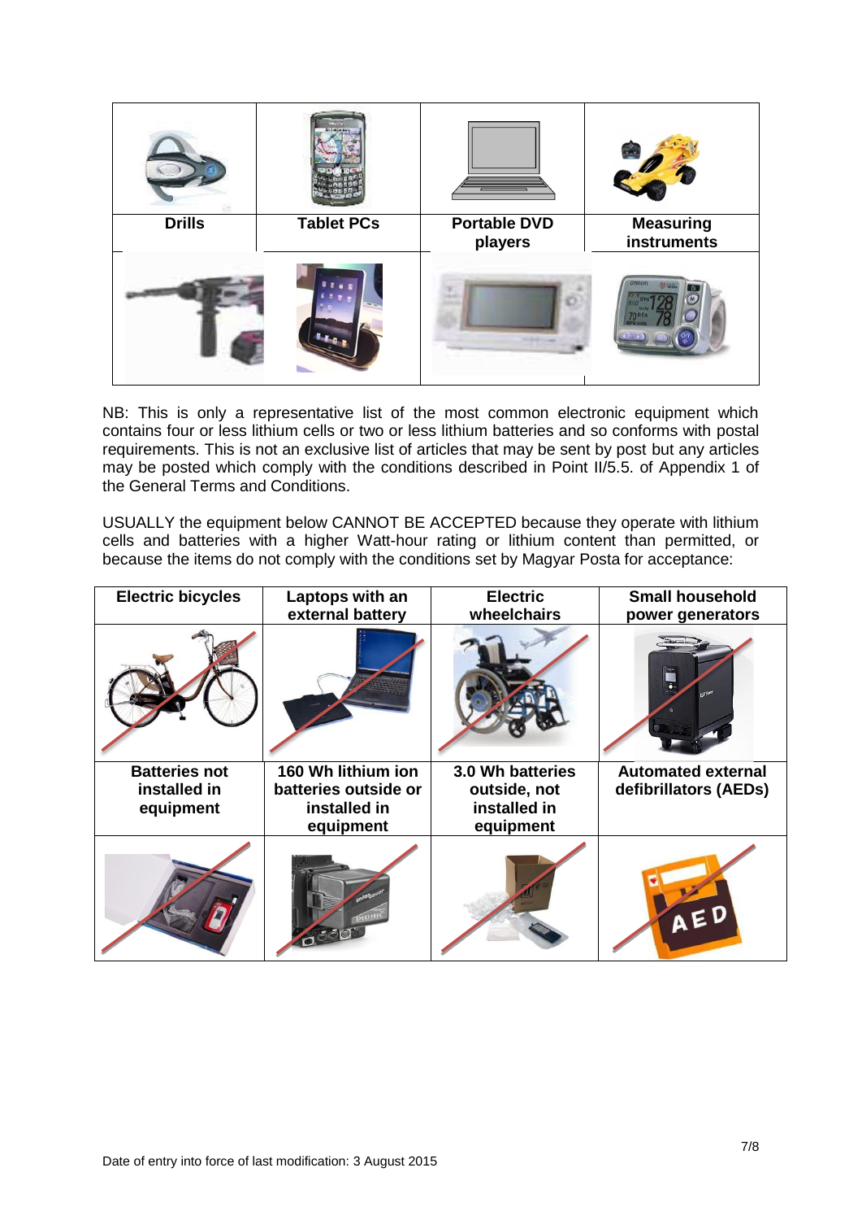| Drills | Tablet PCs | Portable DVD players | Measuring instruments |
|---|---|---|---|

NB: This is only a representative list of the most common electronic equipment which contains four or less lithium cells or two or less lithium batteries and so conforms with postal requirements. This is not an exclusive list of articles that may be sent by post but any articles may be posted which comply with the conditions described in Point II/5.5. of Appendix 1 of the General Terms and Conditions.

USUALLY the equipment below CANNOT BE ACCEPTED because they operate with lithium cells and batteries with a higher Watt-hour rating or lithium content than permitted, or because the items do not comply with the conditions set by Magyar Posta for acceptance:

| Electric bicycles | Laptops with an external battery | Electric wheelchairs | Small household power generators |
|---|---|---|---|
| **Batteries not installed in equipment** | **160 Wh lithium ion batteries outside or installed in equipment** | **3.0 Wh batteries outside, not installed in equipment** | **Automated external defibrillators (AEDs)** |

Date of entry into force of last modification: 3 August 2015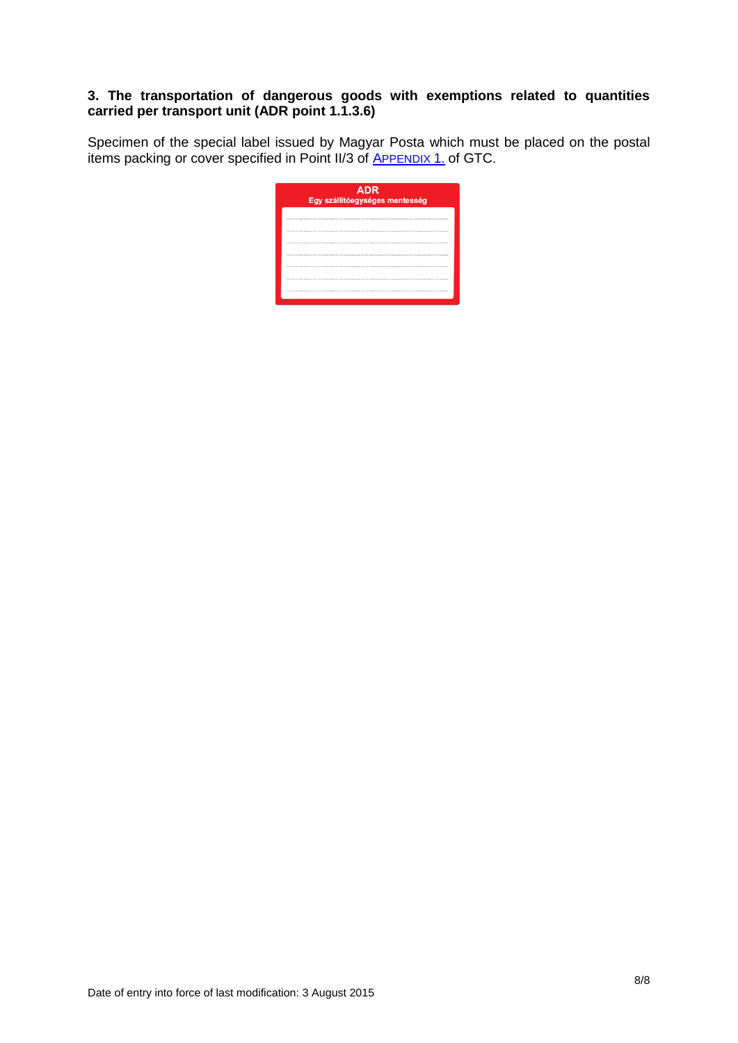### 3. The transportation of dangerous goods with exemptions related to quantities carried per transport unit (ADR point 1.1.3.6)

Specimen of the special label issued by Magyar Posta which must be placed on the postal items packing or cover specified in Point II/3 of APPENDIX 1. of GTC.

**ADR**
**Egy szállítóegységes mentesség**

Date of entry into force of last modification: 3 August 2015